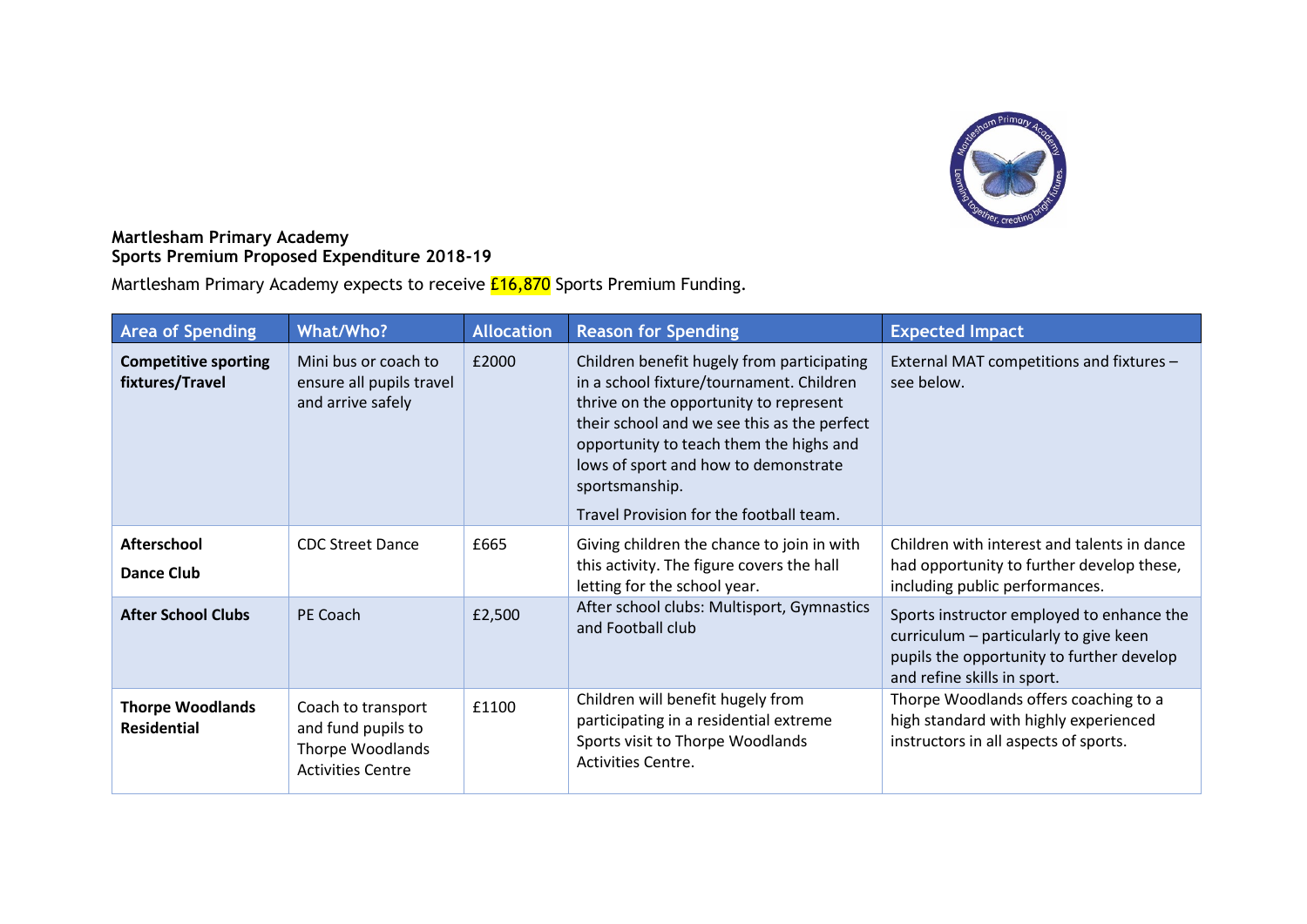**Martlesham Primary Academy**
**Sports Premium Proposed Expenditure 2018-19**

Martlesham Primary Academy expects to receive £16,870 Sports Premium Funding.

| Area of Spending | What/Who? | Allocation | Reason for Spending | Expected Impact |
|---|---|---|---|---|
| **Competitive sporting fixtures/Travel** | Mini bus or coach to ensure all pupils travel and arrive safely | £2000 | Children benefit hugely from participating in a school fixture/tournament. Children thrive on the opportunity to represent their school and we see this as the perfect opportunity to teach them the highs and lows of sport and how to demonstrate sportsmanship. Travel Provision for the football team. | External MAT competitions and fixtures – see below. |
| **Afterschool Dance Club** | CDC Street Dance | £665 | Giving children the chance to join in with this activity. The figure covers the hall letting for the school year. | Children with interest and talents in dance had opportunity to further develop these, including public performances. |
| **After School Clubs** | PE Coach | £2,500 | After school clubs: Multisport, Gymnastics and Football club | Sports instructor employed to enhance the curriculum – particularly to give keen pupils the opportunity to further develop and refine skills in sport. |
| **Thorpe Woodlands Residential** | Coach to transport and fund pupils to Thorpe Woodlands Activities Centre | £1100 | Children will benefit hugely from participating in a residential extreme Sports visit to Thorpe Woodlands Activities Centre. | Thorpe Woodlands offers coaching to a high standard with highly experienced instructors in all aspects of sports. |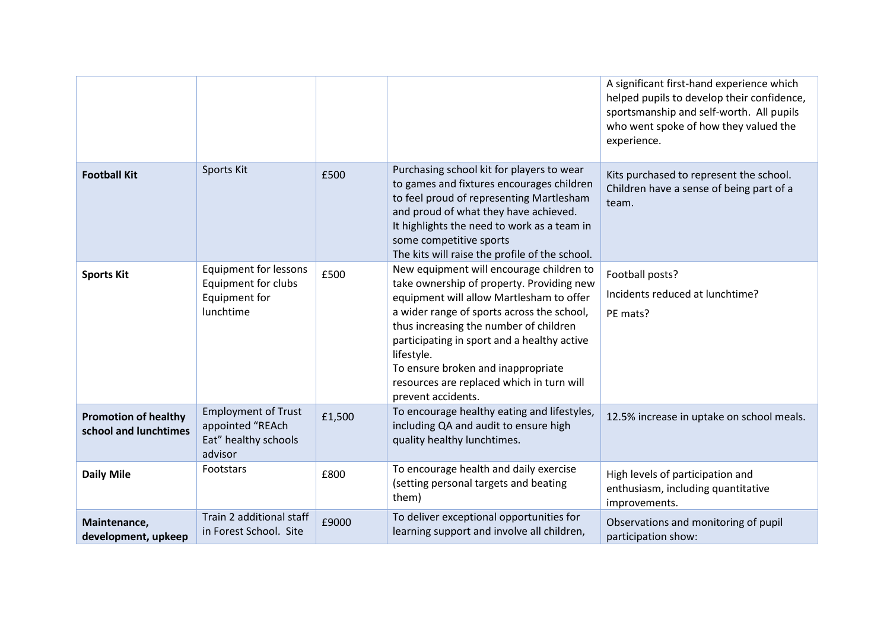| | | | | |
|---|---|---|---|---|
| | | | | A significant first-hand experience which helped pupils to develop their confidence, sportsmanship and self-worth. All pupils who went spoke of how they valued the experience. |
| **Football Kit** | Sports Kit | £500 | Purchasing school kit for players to wear to games and fixtures encourages children to feel proud of representing Martlesham and proud of what they have achieved.<br>It highlights the need to work as a team in some competitive sports<br>The kits will raise the profile of the school. | Kits purchased to represent the school. Children have a sense of being part of a team. |
| **Sports Kit** | Equipment for lessons<br>Equipment for clubs<br>Equipment for lunchtime | £500 | New equipment will encourage children to take ownership of property. Providing new equipment will allow Martlesham to offer a wider range of sports across the school, thus increasing the number of children participating in sport and a healthy active lifestyle.<br>To ensure broken and inappropriate resources are replaced which in turn will prevent accidents. | Football posts?<br>Incidents reduced at lunchtime?<br>PE mats? |
| **Promotion of healthy school and lunchtimes** | Employment of Trust appointed "REAch Eat" healthy schools advisor | £1,500 | To encourage healthy eating and lifestyles, including QA and audit to ensure high quality healthy lunchtimes. | 12.5% increase in uptake on school meals. |
| **Daily Mile** | Footstars | £800 | To encourage health and daily exercise (setting personal targets and beating them) | High levels of participation and enthusiasm, including quantitative improvements. |
| **Maintenance, development, upkeep** | Train 2 additional staff in Forest School. Site | £9000 | To deliver exceptional opportunities for learning support and involve all children, | Observations and monitoring of pupil participation show: |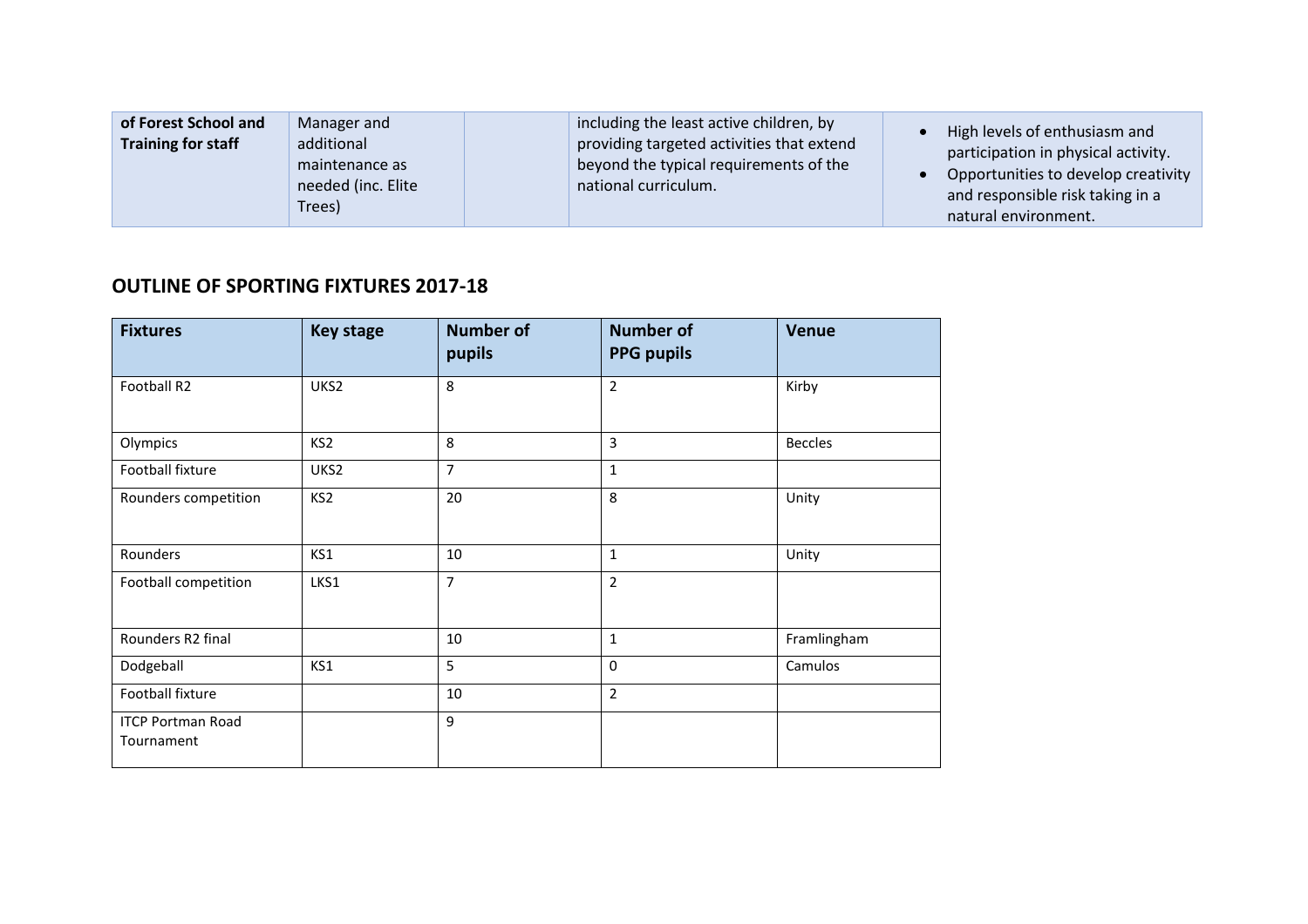| | | | | |
|---|---|---|---|---|
| **of Forest School and Training for staff** | Manager and additional maintenance as needed (inc. Elite Trees) | | including the least active children, by providing targeted activities that extend beyond the typical requirements of the national curriculum. | • High levels of enthusiasm and participation in physical activity.<br>• Opportunities to develop creativity and responsible risk taking in a natural environment. |

## OUTLINE OF SPORTING FIXTURES 2017-18

| Fixtures | Key stage | Number of pupils | Number of PPG pupils | Venue |
|---|---|---|---|---|
| Football R2 | UKS2 | 8 | 2 | Kirby |
| Olympics | KS2 | 8 | 3 | Beccles |
| Football fixture | UKS2 | 7 | 1 | |
| Rounders competition | KS2 | 20 | 8 | Unity |
| Rounders | KS1 | 10 | 1 | Unity |
| Football competition | LKS1 | 7 | 2 | |
| Rounders R2 final | | 10 | 1 | Framlingham |
| Dodgeball | KS1 | 5 | 0 | Camulos |
| Football fixture | | 10 | 2 | |
| ITCP Portman Road Tournament | | 9 | | |